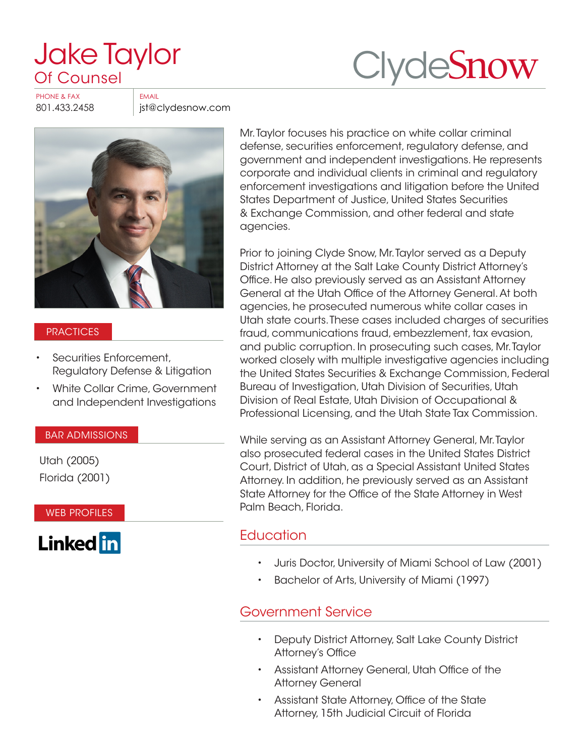# Jake Taylor

## Of Counsel

ClydeSnow

PHONE & FAX
801.433.2458

EMAIL
jst@clydesnow.com

### PRACTICES

- Securities Enforcement, Regulatory Defense & Litigation
- White Collar Crime, Government and Independent Investigations

### BAR ADMISSIONS

Utah (2005)

Florida (2001)

### WEB PROFILES

LinkedIn

Mr. Taylor focuses his practice on white collar criminal defense, securities enforcement, regulatory defense, and government and independent investigations. He represents corporate and individual clients in criminal and regulatory enforcement investigations and litigation before the United States Department of Justice, United States Securities & Exchange Commission, and other federal and state agencies.

Prior to joining Clyde Snow, Mr. Taylor served as a Deputy District Attorney at the Salt Lake County District Attorney's Office. He also previously served as an Assistant Attorney General at the Utah Office of the Attorney General. At both agencies, he prosecuted numerous white collar cases in Utah state courts. These cases included charges of securities fraud, communications fraud, embezzlement, tax evasion, and public corruption. In prosecuting such cases, Mr. Taylor worked closely with multiple investigative agencies including the United States Securities & Exchange Commission, Federal Bureau of Investigation, Utah Division of Securities, Utah Division of Real Estate, Utah Division of Occupational & Professional Licensing, and the Utah State Tax Commission.

While serving as an Assistant Attorney General, Mr. Taylor also prosecuted federal cases in the United States District Court, District of Utah, as a Special Assistant United States Attorney. In addition, he previously served as an Assistant State Attorney for the Office of the State Attorney in West Palm Beach, Florida.

## Education

- Juris Doctor, University of Miami School of Law (2001)
- Bachelor of Arts, University of Miami (1997)

## Government Service

- Deputy District Attorney, Salt Lake County District Attorney's Office
- Assistant Attorney General, Utah Office of the Attorney General
- Assistant State Attorney, Office of the State Attorney, 15th Judicial Circuit of Florida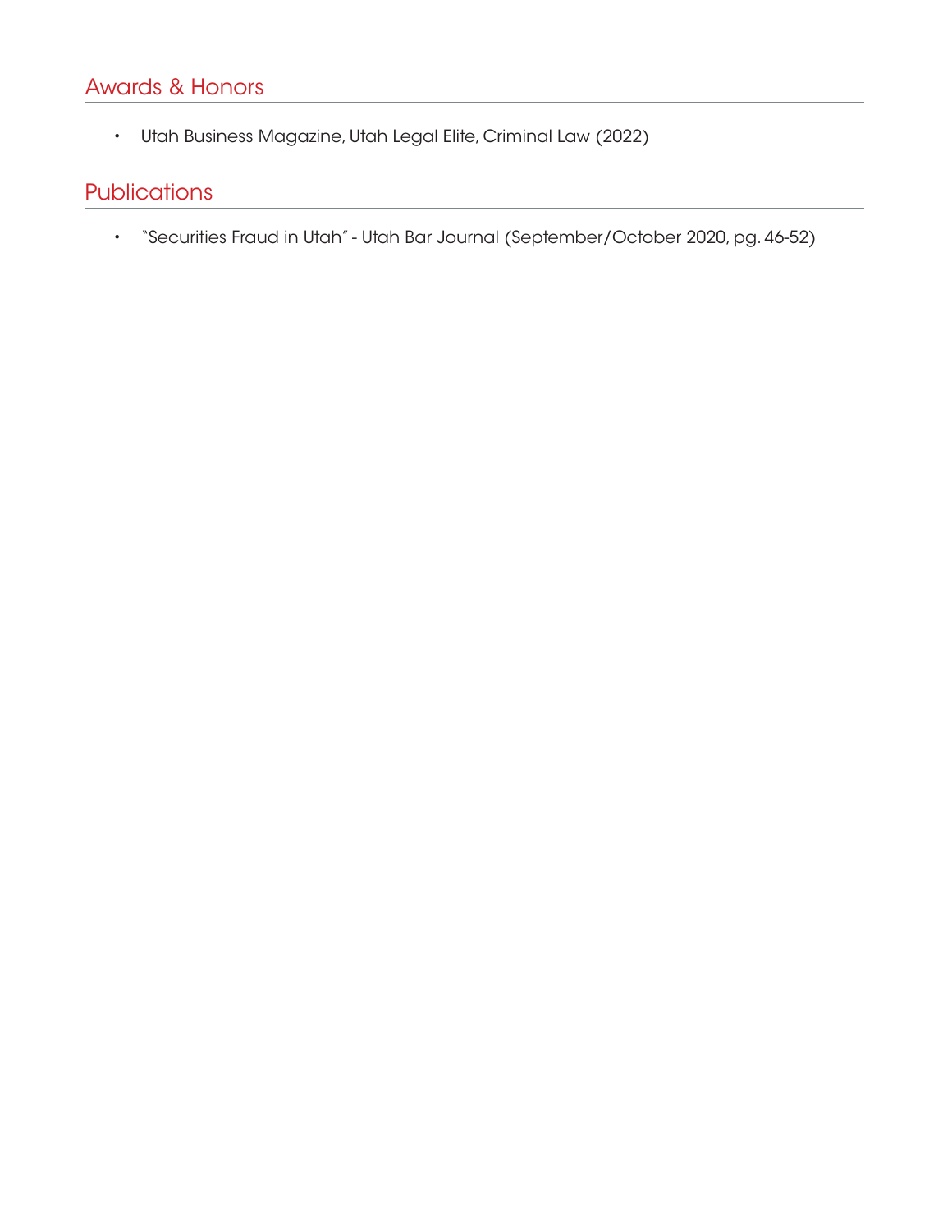## Awards & Honors

- Utah Business Magazine, Utah Legal Elite, Criminal Law (2022)

## Publications

- "Securities Fraud in Utah" - Utah Bar Journal (September/October 2020, pg. 46-52)